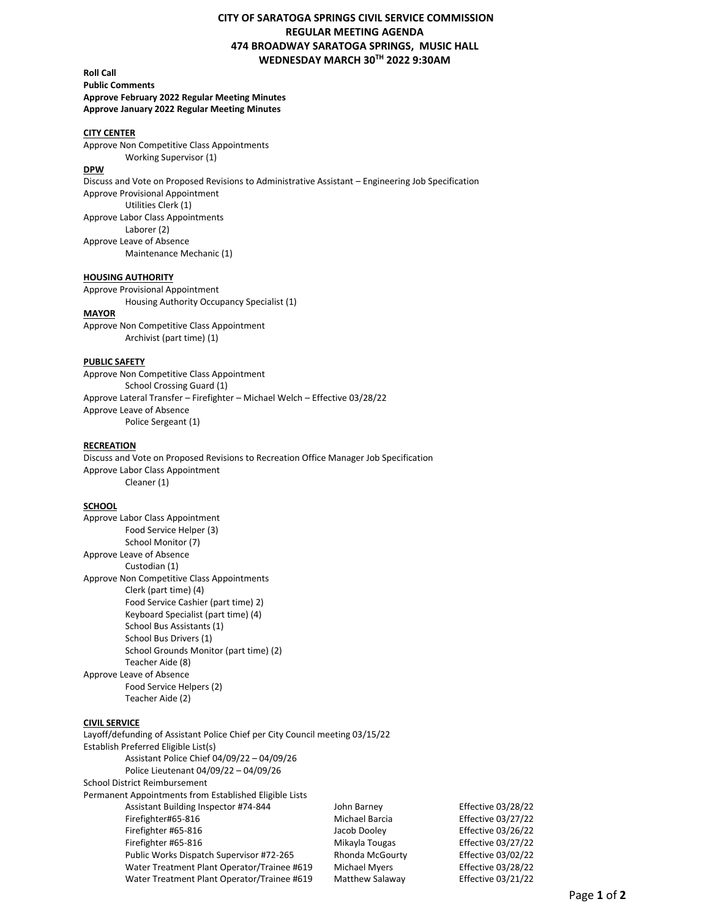# CITY OF SARATOGA SPRINGS CIVIL SERVICE COMMISSION
# REGULAR MEETING AGENDA
# 474 BROADWAY SARATOGA SPRINGS, MUSIC HALL
# WEDNESDAY MARCH 30TH 2022 9:30AM

**Roll Call**
**Public Comments**
**Approve February 2022 Regular Meeting Minutes**
**Approve January 2022 Regular Meeting Minutes**

**CITY CENTER**

Approve Non Competitive Class Appointments
- Working Supervisor (1)

**DPW**

Discuss and Vote on Proposed Revisions to Administrative Assistant – Engineering Job Specification
Approve Provisional Appointment
- Utilities Clerk (1)

Approve Labor Class Appointments
- Laborer (2)

Approve Leave of Absence
- Maintenance Mechanic (1)

**HOUSING AUTHORITY**

Approve Provisional Appointment
- Housing Authority Occupancy Specialist (1)

**MAYOR**

Approve Non Competitive Class Appointment
- Archivist (part time) (1)

**PUBLIC SAFETY**

Approve Non Competitive Class Appointment
- School Crossing Guard (1)

Approve Lateral Transfer – Firefighter – Michael Welch – Effective 03/28/22
Approve Leave of Absence
- Police Sergeant (1)

**RECREATION**

Discuss and Vote on Proposed Revisions to Recreation Office Manager Job Specification
Approve Labor Class Appointment
- Cleaner (1)

**SCHOOL**

Approve Labor Class Appointment
- Food Service Helper (3)
- School Monitor (7)

Approve Leave of Absence
- Custodian (1)

Approve Non Competitive Class Appointments
- Clerk (part time) (4)
- Food Service Cashier (part time) 2)
- Keyboard Specialist (part time) (4)
- School Bus Assistants (1)
- School Bus Drivers (1)
- School Grounds Monitor (part time) (2)
- Teacher Aide (8)

Approve Leave of Absence
- Food Service Helpers (2)
- Teacher Aide (2)

**CIVIL SERVICE**

Layoff/defunding of Assistant Police Chief per City Council meeting 03/15/22
Establish Preferred Eligible List(s)
- Assistant Police Chief 04/09/22 – 04/09/26
- Police Lieutenant 04/09/22 – 04/09/26

School District Reimbursement
Permanent Appointments from Established Eligible Lists

| Position | Name | Effective |
|---|---|---|
| Assistant Building Inspector #74-844 | John Barney | Effective 03/28/22 |
| Firefighter#65-816 | Michael Barcia | Effective 03/27/22 |
| Firefighter #65-816 | Jacob Dooley | Effective 03/26/22 |
| Firefighter #65-816 | Mikayla Tougas | Effective 03/27/22 |
| Public Works Dispatch Supervisor #72-265 | Rhonda McGourty | Effective 03/02/22 |
| Water Treatment Plant Operator/Trainee #619 | Michael Myers | Effective 03/28/22 |
| Water Treatment Plant Operator/Trainee #619 | Matthew Salaway | Effective 03/21/22 |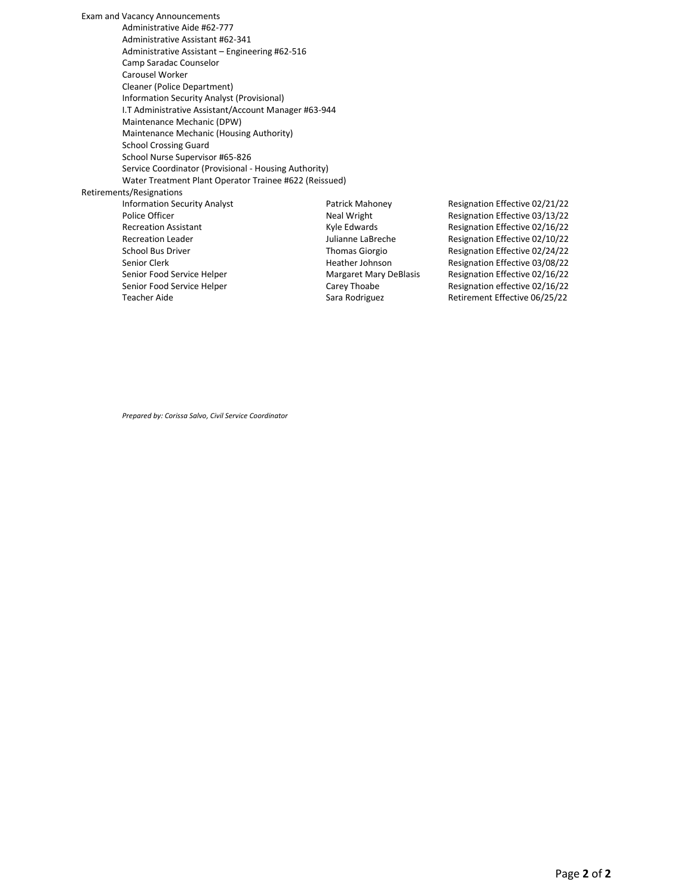Exam and Vacancy Announcements

- Administrative Aide #62-777
- Administrative Assistant #62-341
- Administrative Assistant – Engineering #62-516
- Camp Saradac Counselor
- Carousel Worker
- Cleaner (Police Department)
- Information Security Analyst (Provisional)
- I.T Administrative Assistant/Account Manager #63-944
- Maintenance Mechanic (DPW)
- Maintenance Mechanic (Housing Authority)
- School Crossing Guard
- School Nurse Supervisor #65-826
- Service Coordinator (Provisional - Housing Authority)
- Water Treatment Plant Operator Trainee #622 (Reissued)

Retirements/Resignations

| | | |
|---|---|---|
| Information Security Analyst | Patrick Mahoney | Resignation Effective 02/21/22 |
| Police Officer | Neal Wright | Resignation Effective 03/13/22 |
| Recreation Assistant | Kyle Edwards | Resignation Effective 02/16/22 |
| Recreation Leader | Julianne LaBreche | Resignation Effective 02/10/22 |
| School Bus Driver | Thomas Giorgio | Resignation Effective 02/24/22 |
| Senior Clerk | Heather Johnson | Resignation Effective 03/08/22 |
| Senior Food Service Helper | Margaret Mary DeBlasis | Resignation Effective 02/16/22 |
| Senior Food Service Helper | Carey Thoabe | Resignation effective 02/16/22 |
| Teacher Aide | Sara Rodriguez | Retirement Effective 06/25/22 |

*Prepared by: Corissa Salvo, Civil Service Coordinator*